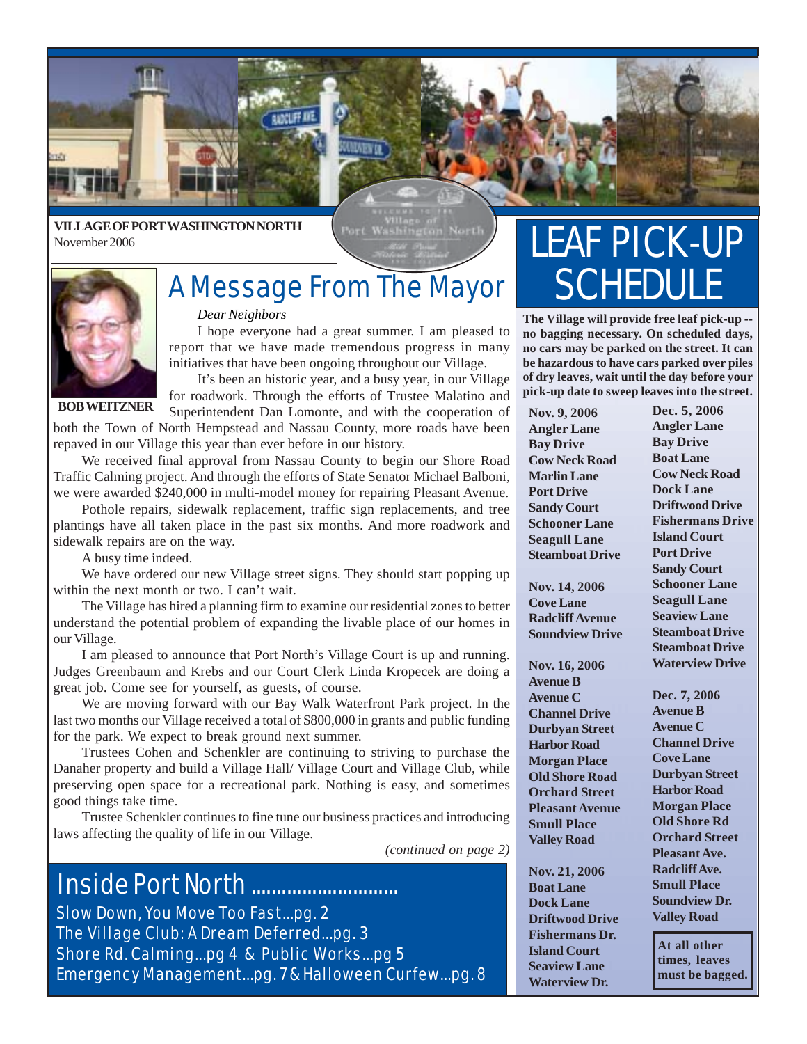**VILLAGE OF PORT WASHINGTON NORTH**
November 2006

# A Message From The Mayor

**BOB WEITZNER**

*Dear Neighbors*

I hope everyone had a great summer. I am pleased to report that we have made tremendous progress in many initiatives that have been ongoing throughout our Village.

It's been an historic year, and a busy year, in our Village for roadwork. Through the efforts of Trustee Malatino and Superintendent Dan Lomonte, and with the cooperation of both the Town of North Hempstead and Nassau County, more roads have been repaved in our Village this year than ever before in our history.

We received final approval from Nassau County to begin our Shore Road Traffic Calming project. And through the efforts of State Senator Michael Balboni, we were awarded $240,000 in multi-model money for repairing Pleasant Avenue.

Pothole repairs, sidewalk replacement, traffic sign replacements, and tree plantings have all taken place in the past six months. And more roadwork and sidewalk repairs are on the way.

A busy time indeed.

We have ordered our new Village street signs. They should start popping up within the next month or two. I can't wait.

The Village has hired a planning firm to examine our residential zones to better understand the potential problem of expanding the livable place of our homes in our Village.

I am pleased to announce that Port North's Village Court is up and running. Judges Greenbaum and Krebs and our Court Clerk Linda Kropecek are doing a great job. Come see for yourself, as guests, of course.

We are moving forward with our Bay Walk Waterfront Park project. In the last two months our Village received a total of $800,000 in grants and public funding for the park. We expect to break ground next summer.

Trustees Cohen and Schenkler are continuing to striving to purchase the Danaher property and build a Village Hall/ Village Court and Village Club, while preserving open space for a recreational park. Nothing is easy, and sometimes good things take time.

Trustee Schenkler continues to fine tune our business practices and introducing laws affecting the quality of life in our Village.

*(continued on page 2)*

## Inside Port North ..........................

Slow Down, You Move Too Fast...pg. 2
The Village Club: A Dream Deferred...pg. 3
Shore Rd. Calming...pg 4 & Public Works...pg 5
Emergency Management...pg. 7 & Halloween Curfew...pg. 8

# LEAF PICK-UP SCHEDULE

**The Village will provide free leaf pick-up -- no bagging necessary. On scheduled days, no cars may be parked on the street. It can be hazardous to have cars parked over piles of dry leaves, wait until the day before your pick-up date to sweep leaves into the street.**

**Nov. 9, 2006**
**Angler Lane**
**Bay Drive**
**Cow Neck Road**
**Marlin Lane**
**Port Drive**
**Sandy Court**
**Schooner Lane**
**Seagull Lane**
**Steamboat Drive**

**Nov. 14, 2006**
**Cove Lane**
**Radcliff Avenue**
**Soundview Drive**

**Nov. 16, 2006**
**Avenue B**
**Avenue C**
**Channel Drive**
**Durbyan Street**
**Harbor Road**
**Morgan Place**
**Old Shore Road**
**Orchard Street**
**Pleasant Avenue**
**Smull Place**
**Valley Road**

**Nov. 21, 2006**
**Boat Lane**
**Dock Lane**
**Driftwood Drive**
**Fishermans Dr.**
**Island Court**
**Seaview Lane**
**Waterview Dr.**

**Dec. 5, 2006**
**Angler Lane**
**Bay Drive**
**Boat Lane**
**Cow Neck Road**
**Dock Lane**
**Driftwood Drive**
**Fishermans Drive**
**Island Court**
**Port Drive**
**Sandy Court**
**Schooner Lane**
**Seagull Lane**
**Seaview Lane**
**Steamboat Drive**
**Steamboat Drive**
**Waterview Drive**

**Dec. 7, 2006**
**Avenue B**
**Avenue C**
**Channel Drive**
**Cove Lane**
**Durbyan Street**
**Harbor Road**
**Morgan Place**
**Old Shore Rd**
**Orchard Street**
**Pleasant Ave.**
**Radcliff Ave.**
**Smull Place**
**Soundview Dr.**
**Valley Road**

**At all other times, leaves must be bagged.**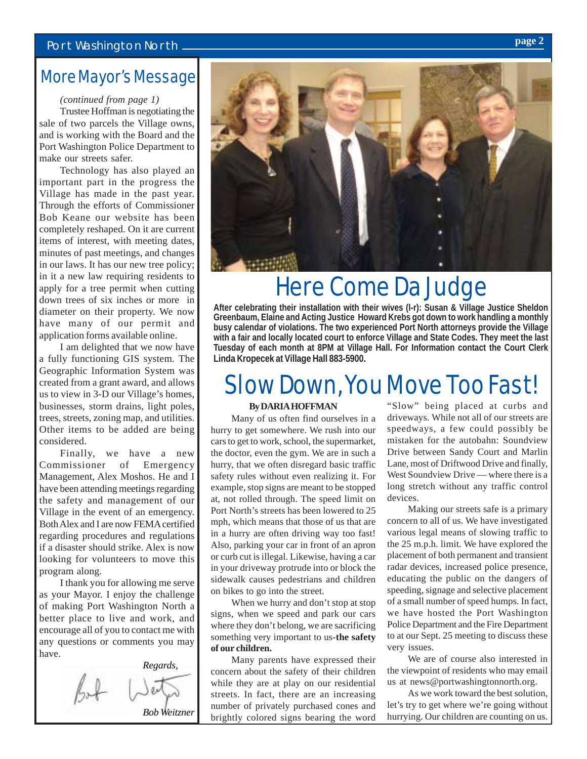## More Mayor's Message

*(continued from page 1)*

Trustee Hoffman is negotiating the sale of two parcels the Village owns, and is working with the Board and the Port Washington Police Department to make our streets safer.

Technology has also played an important part in the progress the Village has made in the past year. Through the efforts of Commissioner Bob Keane our website has been completely reshaped. On it are current items of interest, with meeting dates, minutes of past meetings, and changes in our laws. It has our new tree policy; in it a new law requiring residents to apply for a tree permit when cutting down trees of six inches or more in diameter on their property. We now have many of our permit and application forms available online.

I am delighted that we now have a fully functioning GIS system. The Geographic Information System was created from a grant award, and allows us to view in 3-D our Village's homes, businesses, storm drains, light poles, trees, streets, zoning map, and utilities. Other items to be added are being considered.

Finally, we have a new Commissioner of Emergency Management, Alex Moshos. He and I have been attending meetings regarding the safety and management of our Village in the event of an emergency. Both Alex and I are now FEMA certified regarding procedures and regulations if a disaster should strike. Alex is now looking for volunteers to move this program along.

I thank you for allowing me serve as your Mayor. I enjoy the challenge of making Port Washington North a better place to live and work, and encourage all of you to contact me with any questions or comments you may have.

*Regards,*

*Bob Weitzner*

## Here Come Da Judge

**After celebrating their installation with their wives (l-r): Susan & Village Justice Sheldon Greenbaum, Elaine and Acting Justice Howard Krebs got down to work handling a monthly busy calendar of violations. The two experienced Port North attorneys provide the Village with a fair and locally located court to enforce Village and State Codes. They meet the last Tuesday of each month at 8PM at Village Hall. For Information contact the Court Clerk Linda Kropecek at Village Hall 883-5900.**

## Slow Down, You Move Too Fast!

**By DARIA HOFFMAN**

Many of us often find ourselves in a hurry to get somewhere. We rush into our cars to get to work, school, the supermarket, the doctor, even the gym. We are in such a hurry, that we often disregard basic traffic safety rules without even realizing it. For example, stop signs are meant to be stopped at, not rolled through. The speed limit on Port North's streets has been lowered to 25 mph, which means that those of us that are in a hurry are often driving way too fast! Also, parking your car in front of an apron or curb cut is illegal. Likewise, having a car in your driveway protrude into or block the sidewalk causes pedestrians and children on bikes to go into the street.

When we hurry and don't stop at stop signs, when we speed and park our cars where they don't belong, we are sacrificing something very important to us-**the safety of our children.**

Many parents have expressed their concern about the safety of their children while they are at play on our residential streets. In fact, there are an increasing number of privately purchased cones and brightly colored signs bearing the word "Slow" being placed at curbs and driveways. While not all of our streets are speedways, a few could possibly be mistaken for the autobahn: Soundview Drive between Sandy Court and Marlin Lane, most of Driftwood Drive and finally, West Soundview Drive — where there is a long stretch without any traffic control devices.

Making our streets safe is a primary concern to all of us. We have investigated various legal means of slowing traffic to the 25 m.p.h. limit. We have explored the placement of both permanent and transient radar devices, increased police presence, educating the public on the dangers of speeding, signage and selective placement of a small number of speed humps. In fact, we have hosted the Port Washington Police Department and the Fire Department to at our Sept. 25 meeting to discuss these very issues.

We are of course also interested in the viewpoint of residents who may email us at news@portwashingtonnorth.org.

As we work toward the best solution, let's try to get where we're going without hurrying. Our children are counting on us.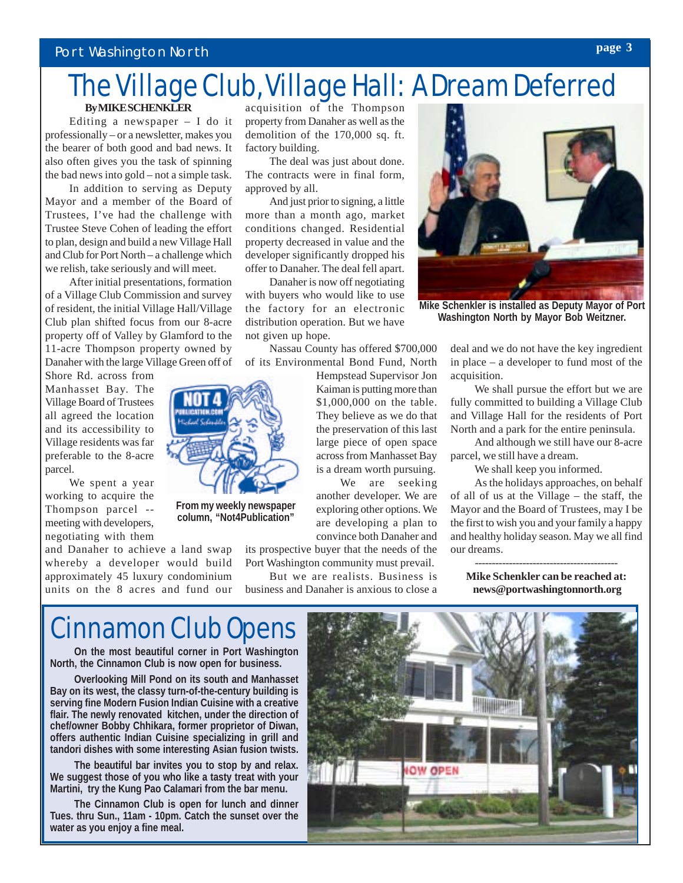# The Village Club, Village Hall: A Dream Deferred

**By MIKE SCHENKLER**

Editing a newspaper – I do it professionally – or a newsletter, makes you the bearer of both good and bad news. It also often gives you the task of spinning the bad news into gold – not a simple task.

In addition to serving as Deputy Mayor and a member of the Board of Trustees, I've had the challenge with Trustee Steve Cohen of leading the effort to plan, design and build a new Village Hall and Club for Port North – a challenge which we relish, take seriously and will meet.

After initial presentations, formation of a Village Club Commission and survey of resident, the initial Village Hall/Village Club plan shifted focus from our 8-acre property off of Valley by Glamford to the 11-acre Thompson property owned by Danaher with the large Village Green off of Shore Rd. across from Manhasset Bay. The Village Board of Trustees all agreed the location and its accessibility to Village residents was far preferable to the 8-acre parcel.

We spent a year working to acquire the Thompson parcel -- meeting with developers, negotiating with them and Danaher to achieve a land swap whereby a developer would build approximately 45 luxury condominium units on the 8 acres and fund our acquisition of the Thompson property from Danaher as well as the demolition of the 170,000 sq. ft. factory building.

The deal was just about done. The contracts were in final form, approved by all.

And just prior to signing, a little more than a month ago, market conditions changed. Residential property decreased in value and the developer significantly dropped his offer to Danaher. The deal fell apart.

Danaher is now off negotiating with buyers who would like to use the factory for an electronic distribution operation. But we have not given up hope.

Nassau County has offered $700,000 of its Environmental Bond Fund, North Hempstead Supervisor Jon Kaiman is putting more than $1,000,000 on the table. They believe as we do that the preservation of this last large piece of open space across from Manhasset Bay is a dream worth pursuing.

From my weekly newspaper column, "Not4Publication"

We are seeking another developer. We are exploring other options. We are developing a plan to convince both Danaher and its prospective buyer that the needs of the Port Washington community must prevail.

But we are realists. Business is business and Danaher is anxious to close a deal and we do not have the key ingredient in place – a developer to fund most of the acquisition.

We shall pursue the effort but we are fully committed to building a Village Club and Village Hall for the residents of Port North and a park for the entire peninsula.

And although we still have our 8-acre parcel, we still have a dream.

We shall keep you informed.

As the holidays approaches, on behalf of all of us at the Village – the staff, the Mayor and the Board of Trustees, may I be the first to wish you and your family a happy and healthy holiday season. May we all find our dreams.

Mike Schenkler is installed as Deputy Mayor of Port Washington North by Mayor Bob Weitzner.

---

**Mike Schenkler can be reached at: news@portwashingtonnorth.org**

# Cinnamon Club Opens

**On the most beautiful corner in Port Washington North, the Cinnamon Club is now open for business.**

**Overlooking Mill Pond on its south and Manhasset Bay on its west, the classy turn-of-the-century building is serving fine Modern Fusion Indian Cuisine with a creative flair. The newly renovated kitchen, under the direction of chef/owner Bobby Chhikara, former proprietor of Diwan, offers authentic Indian Cuisine specializing in grill and tandori dishes with some interesting Asian fusion twists.**

**The beautiful bar invites you to stop by and relax. We suggest those of you who like a tasty treat with your Martini, try the Kung Pao Calamari from the bar menu.**

**The Cinnamon Club is open for lunch and dinner Tues. thru Sun., 11am - 10pm. Catch the sunset over the water as you enjoy a fine meal.**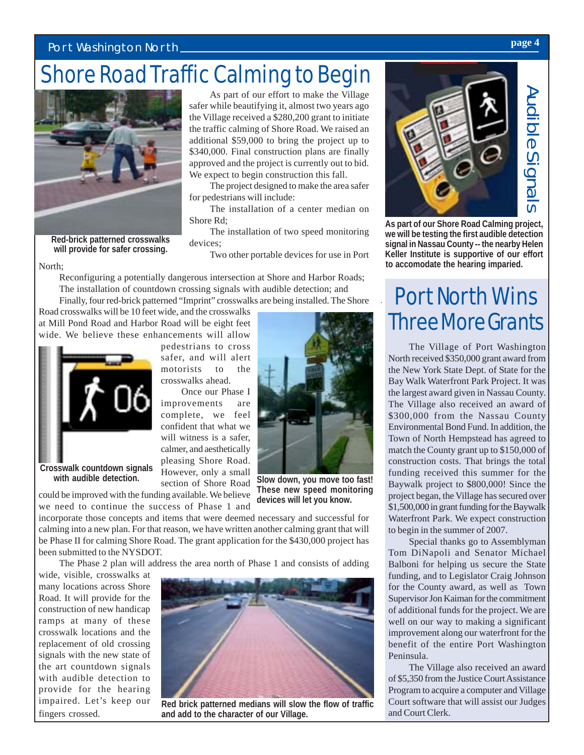# Shore Road Traffic Calming to Begin

As part of our effort to make the Village safer while beautifying it, almost two years ago the Village received a $280,200 grant to initiate the traffic calming of Shore Road. We raised an additional $59,000 to bring the project up to $340,000. Final construction plans are finally approved and the project is currently out to bid. We expect to begin construction this fall.

The project designed to make the area safer for pedestrians will include:

The installation of a center median on Shore Rd;

The installation of two speed monitoring devices;

Two other portable devices for use in Port North;

Reconfiguring a potentially dangerous intersection at Shore and Harbor Roads;

The installation of countdown crossing signals with audible detection; and

Finally, four red-brick patterned "Imprint" crosswalks are being installed. The Shore Road crosswalks will be 10 feet wide, and the crosswalks at Mill Pond Road and Harbor Road will be eight feet wide. We believe these enhancements will allow pedestrians to cross safer, and will alert motorists to the crosswalks ahead.

Once our Phase I improvements are complete, we feel confident that what we will witness is a safer, calmer, and aesthetically pleasing Shore Road. However, only a small section of Shore Road could be improved with the funding available. We believe we need to continue the success of Phase 1 and incorporate those concepts and items that were deemed necessary and successful for calming into a new plan. For that reason, we have written another calming grant that will be Phase II for calming Shore Road. The grant application for the $430,000 project has been submitted to the NYSDOT.

The Phase 2 plan will address the area north of Phase 1 and consists of adding wide, visible, crosswalks at many locations across Shore Road. It will provide for the construction of new handicap ramps at many of these crosswalk locations and the replacement of old crossing signals with the new state of the art countdown signals with audible detection to provide for the hearing impaired. Let's keep our fingers crossed.

**Red-brick patterned crosswalks will provide for safer crossing.**

**Crosswalk countdown signals with audible detection.**

**Slow down, you move too fast! These new speed monitoring devices will let you know.**

**Red brick patterned medians will slow the flow of traffic and add to the character of our Village.**

## Audible Signals

**As part of our Shore Road Calming project, we will be testing the first audible detection signal in Nassau County -- the nearby Helen Keller Institute is supportive of our effort to accomodate the hearing impaired.**

# Port North Wins Three More Grants

The Village of Port Washington North received $350,000 grant award from the New York State Dept. of State for the Bay Walk Waterfront Park Project. It was the largest award given in Nassau County. The Village also received an award of $300,000 from the Nassau County Environmental Bond Fund. In addition, the Town of North Hempstead has agreed to match the County grant up to $150,000 of construction costs. That brings the total funding received this summer for the Baywalk project to $800,000! Since the project began, the Village has secured over $1,500,000 in grant funding for the Baywalk Waterfront Park. We expect construction to begin in the summer of 2007.

Special thanks go to Assemblyman Tom DiNapoli and Senator Michael Balboni for helping us secure the State funding, and to Legislator Craig Johnson for the County award, as well as Town Supervisor Jon Kaiman for the commitment of additional funds for the project. We are well on our way to making a significant improvement along our waterfront for the benefit of the entire Port Washington Peninsula.

The Village also received an award of $5,350 from the Justice Court Assistance Program to acquire a computer and Village Court software that will assist our Judges and Court Clerk.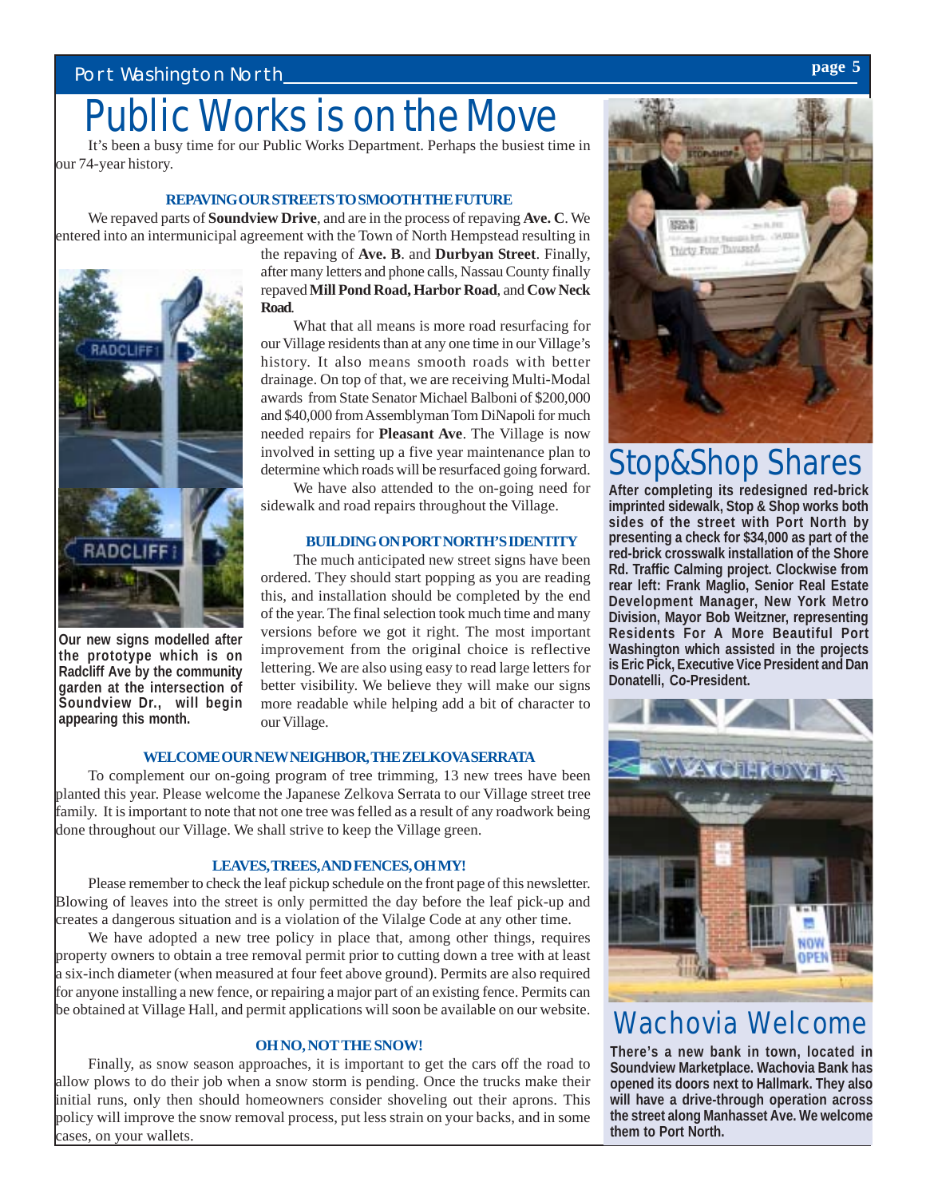# Public Works is on the Move

It's been a busy time for our Public Works Department. Perhaps the busiest time in our 74-year history.

### REPAVING OUR STREETS TO SMOOTH THE FUTURE

We repaved parts of **Soundview Drive**, and are in the process of repaving **Ave. C**. We entered into an intermunicipal agreement with the Town of North Hempstead resulting in the repaving of **Ave. B**. and **Durbyan Street**. Finally, after many letters and phone calls, Nassau County finally repaved **Mill Pond Road, Harbor Road**, and **Cow Neck Road**.

What that all means is more road resurfacing for our Village residents than at any one time in our Village's history. It also means smooth roads with better drainage. On top of that, we are receiving Multi-Modal awards from State Senator Michael Balboni of $200,000 and $40,000 from Assemblyman Tom DiNapoli for much needed repairs for **Pleasant Ave**. The Village is now involved in setting up a five year maintenance plan to determine which roads will be resurfaced going forward.

We have also attended to the on-going need for sidewalk and road repairs throughout the Village.

Our new signs modelled after the prototype which is on Radcliff Ave by the community garden at the intersection of Soundview Dr., will begin appearing this month.

### BUILDING ON PORT NORTH'S IDENTITY

The much anticipated new street signs have been ordered. They should start popping as you are reading this, and installation should be completed by the end of the year. The final selection took much time and many versions before we got it right. The most important improvement from the original choice is reflective lettering. We are also using easy to read large letters for better visibility. We believe they will make our signs more readable while helping add a bit of character to our Village.

### WELCOME OUR NEW NEIGHBOR, THE ZELKOVA SERRATA

To complement our on-going program of tree trimming, 13 new trees have been planted this year. Please welcome the Japanese Zelkova Serrata to our Village street tree family. It is important to note that not one tree was felled as a result of any roadwork being done throughout our Village. We shall strive to keep the Village green.

### LEAVES, TREES, AND FENCES, OH MY!

Please remember to check the leaf pickup schedule on the front page of this newsletter. Blowing of leaves into the street is only permitted the day before the leaf pick-up and creates a dangerous situation and is a violation of the Vilalge Code at any other time.

We have adopted a new tree policy in place that, among other things, requires property owners to obtain a tree removal permit prior to cutting down a tree with at least a six-inch diameter (when measured at four feet above ground). Permits are also required for anyone installing a new fence, or repairing a major part of an existing fence. Permits can be obtained at Village Hall, and permit applications will soon be available on our website.

### OH NO, NOT THE SNOW!

Finally, as snow season approaches, it is important to get the cars off the road to allow plows to do their job when a snow storm is pending. Once the trucks make their initial runs, only then should homeowners consider shoveling out their aprons. This policy will improve the snow removal process, put less strain on your backs, and in some cases, on your wallets.

# Stop&Shop Shares

**After completing its redesigned red-brick imprinted sidewalk, Stop & Shop works both sides of the street with Port North by presenting a check for $34,000 as part of the red-brick crosswalk installation of the Shore Rd. Traffic Calming project. Clockwise from rear left: Frank Maglio, Senior Real Estate Development Manager, New York Metro Division, Mayor Bob Weitzner, representing Residents For A More Beautiful Port Washington which assisted in the projects is Eric Pick, Executive Vice President and Dan Donatelli, Co-President.**

# Wachovia Welcome

**There's a new bank in town, located in Soundview Marketplace. Wachovia Bank has opened its doors next to Hallmark. They also will have a drive-through operation across the street along Manhasset Ave. We welcome them to Port North.**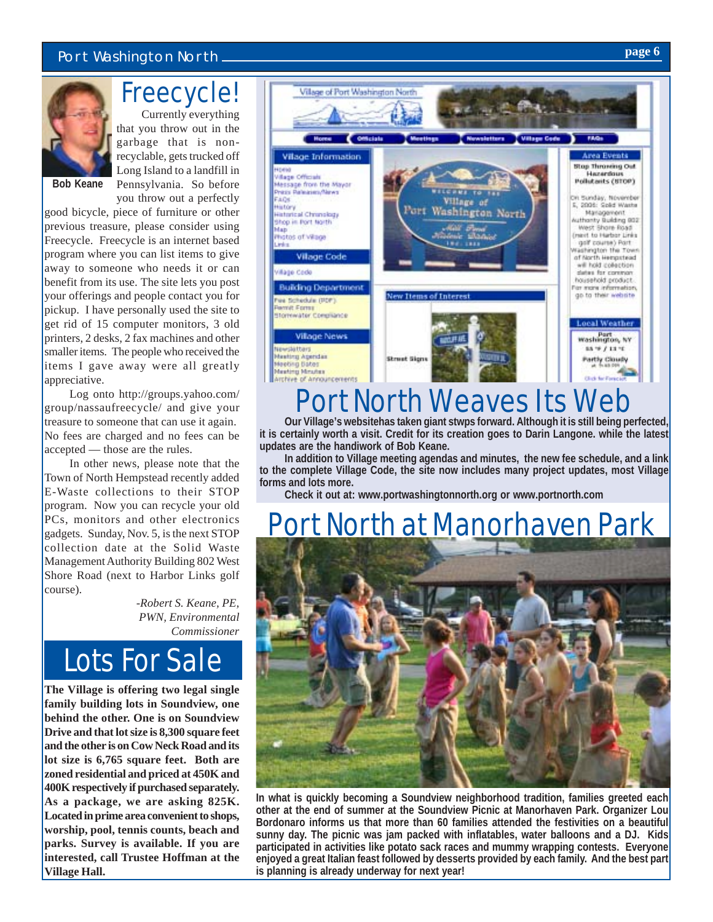## Freecycle!

Bob Keane

Currently everything that you throw out in the garbage that is non-recyclable, gets trucked off Long Island to a landfill in Pennsylvania. So before you throw out a perfectly good bicycle, piece of furniture or other previous treasure, please consider using Freecycle. Freecycle is an internet based program where you can list items to give away to someone who needs it or can benefit from its use. The site lets you post your offerings and people contact you for pickup. I have personally used the site to get rid of 15 computer monitors, 3 old printers, 2 desks, 2 fax machines and other smaller items. The people who received the items I gave away were all greatly appreciative.

Log onto http://groups.yahoo.com/group/nassaufreecycle/ and give your treasure to someone that can use it again. No fees are charged and no fees can be accepted — those are the rules.

In other news, please note that the Town of North Hempstead recently added E-Waste collections to their STOP program. Now you can recycle your old PCs, monitors and other electronics gadgets. Sunday, Nov. 5, is the next STOP collection date at the Solid Waste Management Authority Building 802 West Shore Road (next to Harbor Links golf course).

*-Robert S. Keane, PE, PWN, Environmental Commissioner*

## Lots For Sale

**The Village is offering two legal single family building lots in Soundview, one behind the other. One is on Soundview Drive and that lot size is 8,300 square feet and the other is on Cow Neck Road and its lot size is 6,765 square feet. Both are zoned residential and priced at 450K and 400K respectively if purchased separately. As a package, we are asking 825K. Located in prime area convenient to shops, worship, pool, tennis counts, beach and parks. Survey is available. If you are interested, call Trustee Hoffman at the Village Hall.**

## Port North Weaves Its Web

**Our Village's websitehas taken giant stwps forward. Although it is still being perfected, it is certainly worth a visit. Credit for its creation goes to Darin Langone. while the latest updates are the handiwork of Bob Keane.**

**In addition to Village meeting agendas and minutes, the new fee schedule, and a link to the complete Village Code, the site now includes many project updates, most Village forms and lots more.**

**Check it out at: www.portwashingtonnorth.org or www.portnorth.com**

## Port North at Manorhaven Park

**In what is quickly becoming a Soundview neighborhood tradition, families greeted each other at the end of summer at the Soundview Picnic at Manorhaven Park. Organizer Lou Bordonaro informs us that more than 60 families attended the festivities on a beautiful sunny day. The picnic was jam packed with inflatables, water balloons and a DJ. Kids participated in activities like potato sack races and mummy wrapping contests. Everyone enjoyed a great Italian feast followed by desserts provided by each family. And the best part is planning is already underway for next year!**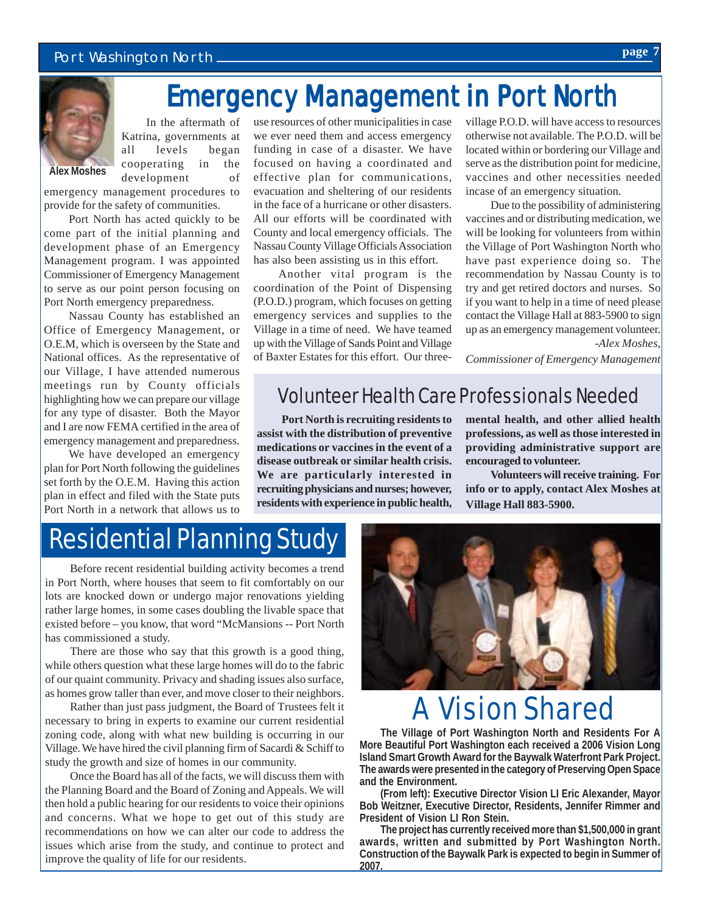# Emergency Management in Port North

Alex Moshes

In the aftermath of Katrina, governments at all levels began cooperating in the development of emergency management procedures to provide for the safety of communities.

Port North has acted quickly to be come part of the initial planning and development phase of an Emergency Management program. I was appointed Commissioner of Emergency Management to serve as our point person focusing on Port North emergency preparedness.

Nassau County has established an Office of Emergency Management, or O.E.M, which is overseen by the State and National offices. As the representative of our Village, I have attended numerous meetings run by County officials highlighting how we can prepare our village for any type of disaster. Both the Mayor and I are now FEMA certified in the area of emergency management and preparedness.

We have developed an emergency plan for Port North following the guidelines set forth by the O.E.M. Having this action plan in effect and filed with the State puts Port North in a network that allows us to use resources of other municipalities in case we ever need them and access emergency funding in case of a disaster. We have focused on having a coordinated and effective plan for communications, evacuation and sheltering of our residents in the face of a hurricane or other disasters. All our efforts will be coordinated with County and local emergency officials. The Nassau County Village Officials Association has also been assisting us in this effort.

Another vital program is the coordination of the Point of Dispensing (P.O.D.) program, which focuses on getting emergency services and supplies to the Village in a time of need. We have teamed up with the Village of Sands Point and Village of Baxter Estates for this effort. Our three-village P.O.D. will have access to resources otherwise not available. The P.O.D. will be located within or bordering our Village and serve as the distribution point for medicine, vaccines and other necessities needed incase of an emergency situation.

Due to the possibility of administering vaccines and or distributing medication, we will be looking for volunteers from within the Village of Port Washington North who have past experience doing so. The recommendation by Nassau County is to try and get retired doctors and nurses. So if you want to help in a time of need please contact the Village Hall at 883-5900 to sign up as an emergency management volunteer.

*-Alex Moshes,*
*Commissioner of Emergency Management*

## Volunteer Health Care Professionals Needed

**Port North is recruiting residents to assist with the distribution of preventive medications or vaccines in the event of a disease outbreak or similar health crisis. We are particularly interested in recruiting physicians and nurses; however, residents with experience in public health, mental health, and other allied health professions, as well as those interested in providing administrative support are encouraged to volunteer.**

**Volunteers will receive training. For info or to apply, contact Alex Moshes at Village Hall 883-5900.**

# Residential Planning Study

Before recent residential building activity becomes a trend in Port North, where houses that seem to fit comfortably on our lots are knocked down or undergo major renovations yielding rather large homes, in some cases doubling the livable space that existed before – you know, that word "McMansions -- Port North has commissioned a study.

There are those who say that this growth is a good thing, while others question what these large homes will do to the fabric of our quaint community. Privacy and shading issues also surface, as homes grow taller than ever, and move closer to their neighbors.

Rather than just pass judgment, the Board of Trustees felt it necessary to bring in experts to examine our current residential zoning code, along with what new building is occurring in our Village. We have hired the civil planning firm of Sacardi & Schiff to study the growth and size of homes in our community.

Once the Board has all of the facts, we will discuss them with the Planning Board and the Board of Zoning and Appeals. We will then hold a public hearing for our residents to voice their opinions and concerns. What we hope to get out of this study are recommendations on how we can alter our code to address the issues which arise from the study, and continue to protect and improve the quality of life for our residents.

# A Vision Shared

**The Village of Port Washington North and Residents For A More Beautiful Port Washington each received a 2006 Vision Long Island Smart Growth Award for the Baywalk Waterfront Park Project. The awards were presented in the category of Preserving Open Space and the Environment.**

**(From left): Executive Director Vision LI Eric Alexander, Mayor Bob Weitzner, Executive Director, Residents, Jennifer Rimmer and President of Vision LI Ron Stein.**

**The project has currently received more than $1,500,000 in grant awards, written and submitted by Port Washington North. Construction of the Baywalk Park is expected to begin in Summer of 2007.**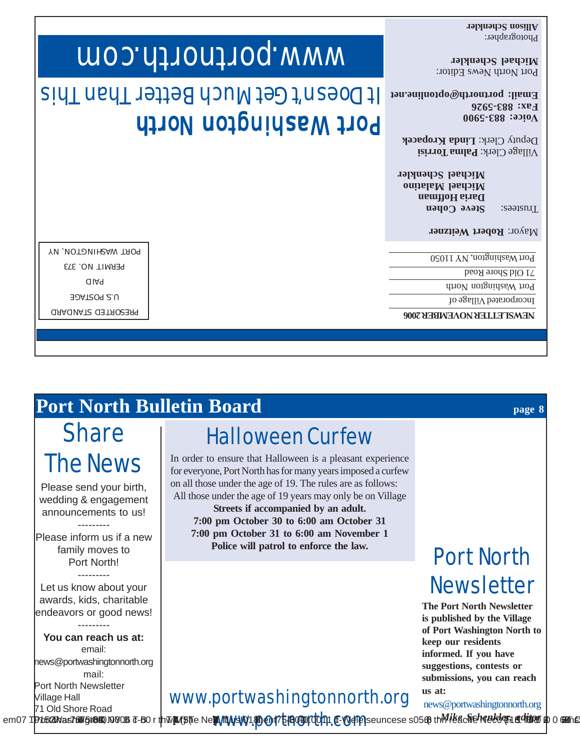**NEWSLETTER NOVEMBER 2006**

Incorporated Village of
Port Washington North
71 Old Shore Road
Port Washington, NY 11050

Mayor: **Robert Weitzner**

Trustees: **Steve Cohen**
**Daria Hoffman**
**Michael Malatino**
**Michael Schenkler**

Village Clerk: **Palma Torrisi**
Deputy Clerk: **Linda Kropacek**

**Voice: 883-5900**
**Fax: 883-5926**
**Email: portnorth@optonline.net**

Port North News Editor:
**Michael Schenkler**

Photographer:
**Allison Schenkler**

# Port Washington North

It Doesn't Get Much Better Than This

www.portnorth.com

PRESORTED STANDARD
U.S. POSTAGE
PAID
PERMIT NO. 373
PORT WASHINGTON, NY

## Port North Bulletin Board

### Share The News

Please send your birth, wedding & engagement announcements to us!

---------

Please inform us if a new family moves to Port North!

---------

Let us know about your awards, kids, charitable endeavors or good news!

---------

**You can reach us at:**
email:
news@portwashingtonnorth.org
mail:
Port North Newsletter
Village Hall
71 Old Shore Road

### Halloween Curfew

In order to ensure that Halloween is a pleasant experience for everyone, Port North has for many years imposed a curfew on all those under the age of 19. The rules are as follows:

All those under the age of 19 years may only be on Village **Streets if accompanied by an adult.**

**7:00 pm October 30 to 6:00 am October 31**
**7:00 pm October 31 to 6:00 am November 1**
**Police will patrol to enforce the law.**

www.portwashingtonnorth.org

www.portnorth.com

### Port North Newsletter

**The Port North Newsletter is published by the Village of Port Washington North to keep our residents informed. If you have suggestions, contests or submissions, you can reach us at:**

news@portwashingtonnorth.org

***Mike Schenkler, editor***